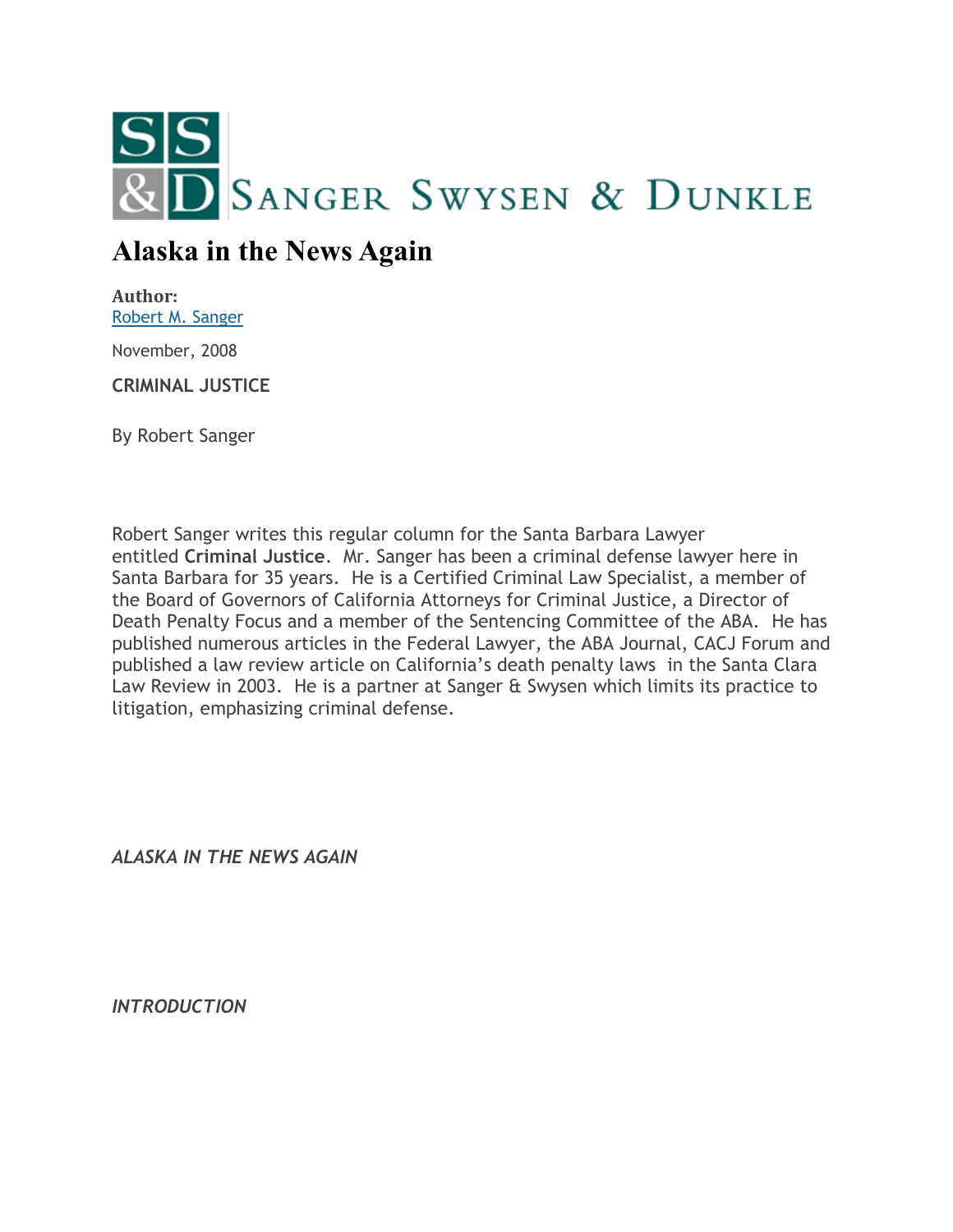SANGER SWYSEN & DUNKLE

# Alaska in the News Again

**Author:**
Robert M. Sanger

November, 2008

**CRIMINAL JUSTICE**

By Robert Sanger

Robert Sanger writes this regular column for the Santa Barbara Lawyer entitled **Criminal Justice**. Mr. Sanger has been a criminal defense lawyer here in Santa Barbara for 35 years. He is a Certified Criminal Law Specialist, a member of the Board of Governors of California Attorneys for Criminal Justice, a Director of Death Penalty Focus and a member of the Sentencing Committee of the ABA. He has published numerous articles in the Federal Lawyer, the ABA Journal, CACJ Forum and published a law review article on California's death penalty laws in the Santa Clara Law Review in 2003. He is a partner at Sanger & Swysen which limits its practice to litigation, emphasizing criminal defense.

*ALASKA IN THE NEWS AGAIN*

*INTRODUCTION*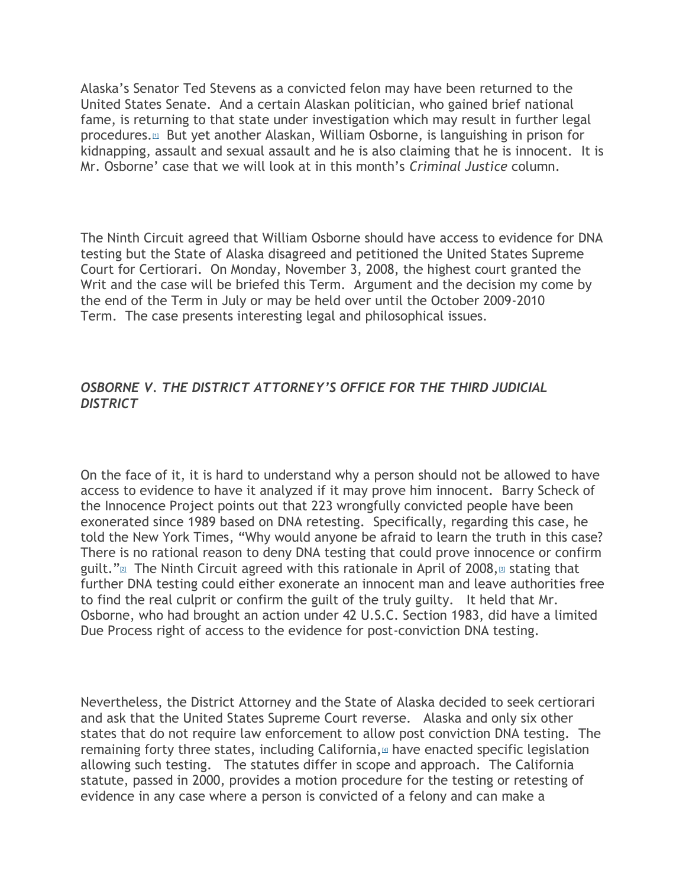Alaska's Senator Ted Stevens as a convicted felon may have been returned to the United States Senate. And a certain Alaskan politician, who gained brief national fame, is returning to that state under investigation which may result in further legal procedures.[1] But yet another Alaskan, William Osborne, is languishing in prison for kidnapping, assault and sexual assault and he is also claiming that he is innocent. It is Mr. Osborne' case that we will look at in this month's *Criminal Justice* column.

The Ninth Circuit agreed that William Osborne should have access to evidence for DNA testing but the State of Alaska disagreed and petitioned the United States Supreme Court for Certiorari. On Monday, November 3, 2008, the highest court granted the Writ and the case will be briefed this Term. Argument and the decision my come by the end of the Term in July or may be held over until the October 2009-2010 Term. The case presents interesting legal and philosophical issues.

### *OSBORNE V. THE DISTRICT ATTORNEY'S OFFICE FOR THE THIRD JUDICIAL DISTRICT*

On the face of it, it is hard to understand why a person should not be allowed to have access to evidence to have it analyzed if it may prove him innocent. Barry Scheck of the Innocence Project points out that 223 wrongfully convicted people have been exonerated since 1989 based on DNA retesting. Specifically, regarding this case, he told the New York Times, "Why would anyone be afraid to learn the truth in this case? There is no rational reason to deny DNA testing that could prove innocence or confirm guilt."[2] The Ninth Circuit agreed with this rationale in April of 2008,[3] stating that further DNA testing could either exonerate an innocent man and leave authorities free to find the real culprit or confirm the guilt of the truly guilty. It held that Mr. Osborne, who had brought an action under 42 U.S.C. Section 1983, did have a limited Due Process right of access to the evidence for post-conviction DNA testing.

Nevertheless, the District Attorney and the State of Alaska decided to seek certiorari and ask that the United States Supreme Court reverse. Alaska and only six other states that do not require law enforcement to allow post conviction DNA testing. The remaining forty three states, including California,[4] have enacted specific legislation allowing such testing. The statutes differ in scope and approach. The California statute, passed in 2000, provides a motion procedure for the testing or retesting of evidence in any case where a person is convicted of a felony and can make a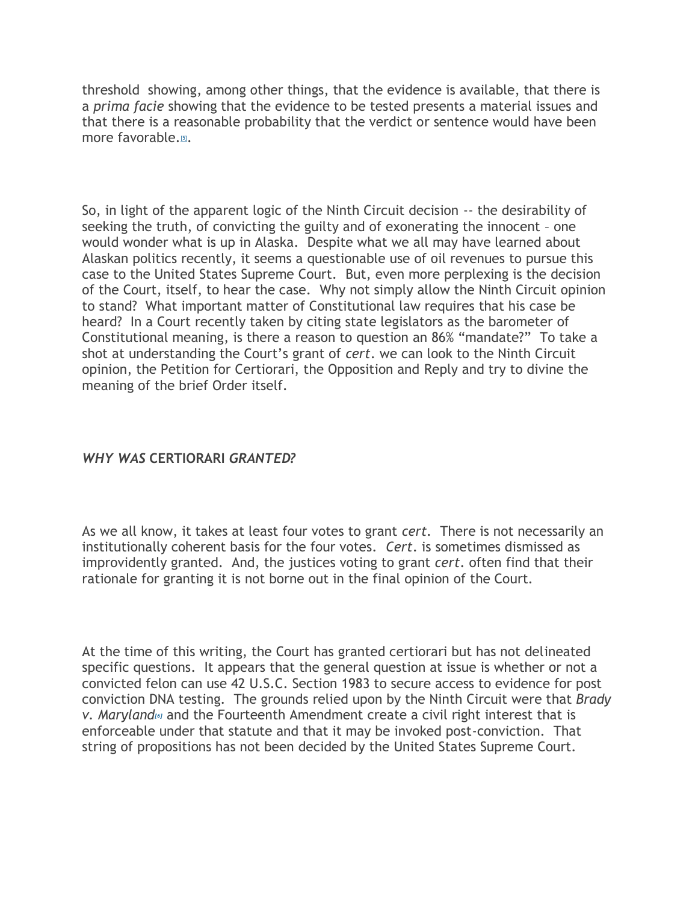threshold  showing, among other things, that the evidence is available, that there is a *prima facie* showing that the evidence to be tested presents a material issues and that there is a reasonable probability that the verdict or sentence would have been more favorable.[5].

So, in light of the apparent logic of the Ninth Circuit decision -- the desirability of seeking the truth, of convicting the guilty and of exonerating the innocent – one would wonder what is up in Alaska.  Despite what we all may have learned about Alaskan politics recently, it seems a questionable use of oil revenues to pursue this case to the United States Supreme Court.  But, even more perplexing is the decision of the Court, itself, to hear the case.  Why not simply allow the Ninth Circuit opinion to stand?  What important matter of Constitutional law requires that his case be heard?  In a Court recently taken by citing state legislators as the barometer of Constitutional meaning, is there a reason to question an 86% "mandate?"  To take a shot at understanding the Court's grant of *cert*. we can look to the Ninth Circuit opinion, the Petition for Certiorari, the Opposition and Reply and try to divine the meaning of the brief Order itself.

### *WHY WAS* **CERTIORARI** *GRANTED?*

As we all know, it takes at least four votes to grant *cert*.  There is not necessarily an institutionally coherent basis for the four votes.  *Cert*. is sometimes dismissed as improvidently granted.  And, the justices voting to grant *cert*. often find that their rationale for granting it is not borne out in the final opinion of the Court.

At the time of this writing, the Court has granted certiorari but has not delineated specific questions.  It appears that the general question at issue is whether or not a convicted felon can use 42 U.S.C. Section 1983 to secure access to evidence for post conviction DNA testing.  The grounds relied upon by the Ninth Circuit were that *Brady v. Maryland*[6] and the Fourteenth Amendment create a civil right interest that is enforceable under that statute and that it may be invoked post-conviction.  That string of propositions has not been decided by the United States Supreme Court.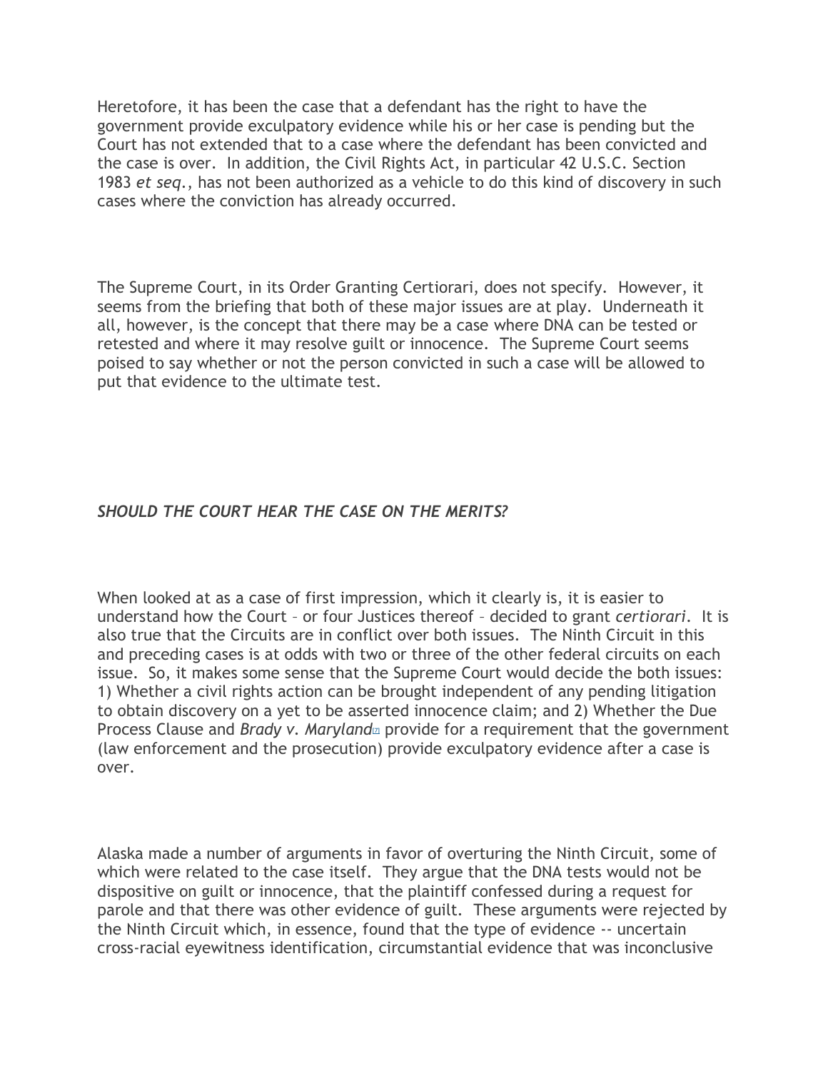Heretofore, it has been the case that a defendant has the right to have the government provide exculpatory evidence while his or her case is pending but the Court has not extended that to a case where the defendant has been convicted and the case is over. In addition, the Civil Rights Act, in particular 42 U.S.C. Section 1983 *et seq.*, has not been authorized as a vehicle to do this kind of discovery in such cases where the conviction has already occurred.

The Supreme Court, in its Order Granting Certiorari, does not specify. However, it seems from the briefing that both of these major issues are at play. Underneath it all, however, is the concept that there may be a case where DNA can be tested or retested and where it may resolve guilt or innocence. The Supreme Court seems poised to say whether or not the person convicted in such a case will be allowed to put that evidence to the ultimate test.

### *SHOULD THE COURT HEAR THE CASE ON THE MERITS?*

When looked at as a case of first impression, which it clearly is, it is easier to understand how the Court – or four Justices thereof – decided to grant *certiorari*. It is also true that the Circuits are in conflict over both issues. The Ninth Circuit in this and preceding cases is at odds with two or three of the other federal circuits on each issue. So, it makes some sense that the Supreme Court would decide the both issues: 1) Whether a civil rights action can be brought independent of any pending litigation to obtain discovery on a yet to be asserted innocence claim; and 2) Whether the Due Process Clause and *Brady v. Maryland*[7] provide for a requirement that the government (law enforcement and the prosecution) provide exculpatory evidence after a case is over.

Alaska made a number of arguments in favor of overturing the Ninth Circuit, some of which were related to the case itself. They argue that the DNA tests would not be dispositive on guilt or innocence, that the plaintiff confessed during a request for parole and that there was other evidence of guilt. These arguments were rejected by the Ninth Circuit which, in essence, found that the type of evidence -- uncertain cross-racial eyewitness identification, circumstantial evidence that was inconclusive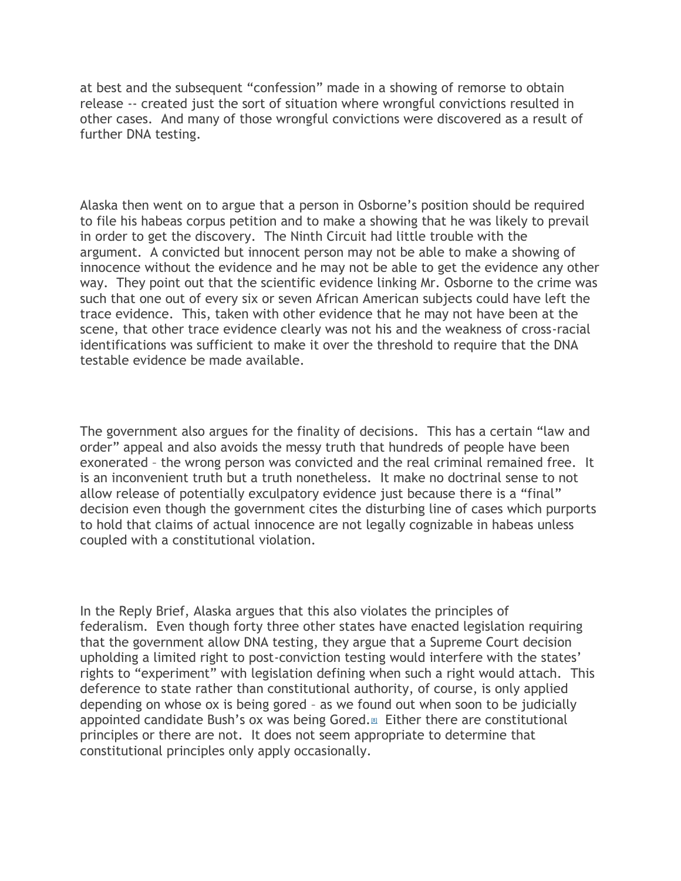at best and the subsequent "confession" made in a showing of remorse to obtain release -- created just the sort of situation where wrongful convictions resulted in other cases. And many of those wrongful convictions were discovered as a result of further DNA testing.

Alaska then went on to argue that a person in Osborne's position should be required to file his habeas corpus petition and to make a showing that he was likely to prevail in order to get the discovery. The Ninth Circuit had little trouble with the argument. A convicted but innocent person may not be able to make a showing of innocence without the evidence and he may not be able to get the evidence any other way. They point out that the scientific evidence linking Mr. Osborne to the crime was such that one out of every six or seven African American subjects could have left the trace evidence. This, taken with other evidence that he may not have been at the scene, that other trace evidence clearly was not his and the weakness of cross-racial identifications was sufficient to make it over the threshold to require that the DNA testable evidence be made available.

The government also argues for the finality of decisions. This has a certain "law and order" appeal and also avoids the messy truth that hundreds of people have been exonerated – the wrong person was convicted and the real criminal remained free. It is an inconvenient truth but a truth nonetheless. It make no doctrinal sense to not allow release of potentially exculpatory evidence just because there is a "final" decision even though the government cites the disturbing line of cases which purports to hold that claims of actual innocence are not legally cognizable in habeas unless coupled with a constitutional violation.

In the Reply Brief, Alaska argues that this also violates the principles of federalism. Even though forty three other states have enacted legislation requiring that the government allow DNA testing, they argue that a Supreme Court decision upholding a limited right to post-conviction testing would interfere with the states' rights to "experiment" with legislation defining when such a right would attach. This deference to state rather than constitutional authority, of course, is only applied depending on whose ox is being gored – as we found out when soon to be judicially appointed candidate Bush's ox was being Gored.[8] Either there are constitutional principles or there are not. It does not seem appropriate to determine that constitutional principles only apply occasionally.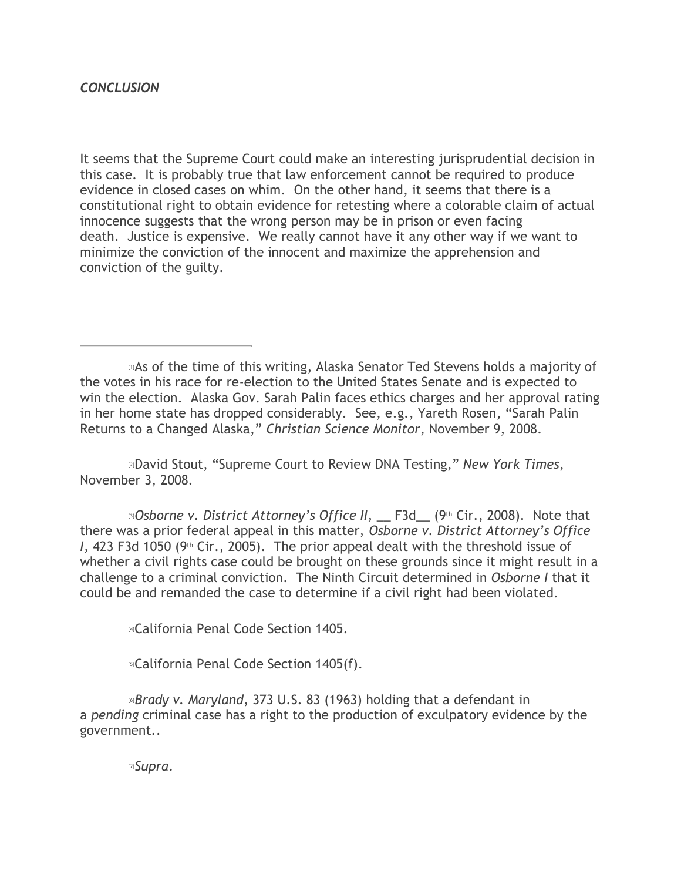### *CONCLUSION*

It seems that the Supreme Court could make an interesting jurisprudential decision in this case. It is probably true that law enforcement cannot be required to produce evidence in closed cases on whim. On the other hand, it seems that there is a constitutional right to obtain evidence for retesting where a colorable claim of actual innocence suggests that the wrong person may be in prison or even facing death. Justice is expensive. We really cannot have it any other way if we want to minimize the conviction of the innocent and maximize the apprehension and conviction of the guilty.

---

[1]As of the time of this writing, Alaska Senator Ted Stevens holds a majority of the votes in his race for re-election to the United States Senate and is expected to win the election. Alaska Gov. Sarah Palin faces ethics charges and her approval rating in her home state has dropped considerably. See, e.g., Yareth Rosen, "Sarah Palin Returns to a Changed Alaska," *Christian Science Monitor*, November 9, 2008.

[2]David Stout, "Supreme Court to Review DNA Testing," *New York Times*, November 3, 2008.

[3]*Osborne v. District Attorney's Office II,* __ F3d__ (9th Cir., 2008). Note that there was a prior federal appeal in this matter, *Osborne v. District Attorney's Office I,* 423 F3d 1050 (9th Cir., 2005). The prior appeal dealt with the threshold issue of whether a civil rights case could be brought on these grounds since it might result in a challenge to a criminal conviction. The Ninth Circuit determined in *Osborne I* that it could be and remanded the case to determine if a civil right had been violated.

[4]California Penal Code Section 1405.

[5]California Penal Code Section 1405(f).

[6]*Brady v. Maryland*, 373 U.S. 83 (1963) holding that a defendant in a *pending* criminal case has a right to the production of exculpatory evidence by the government..

[7]*Supra.*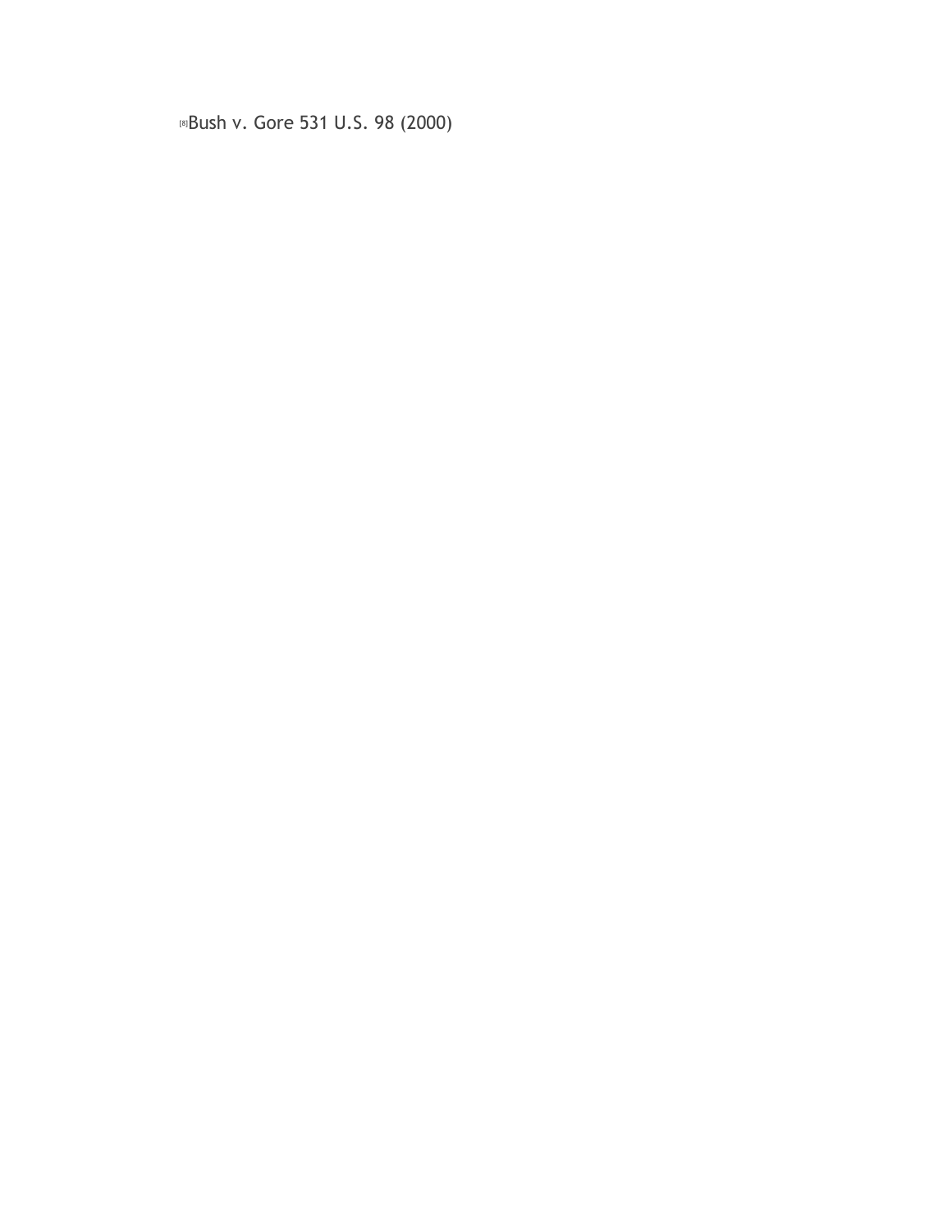[8]Bush v. Gore 531 U.S. 98 (2000)